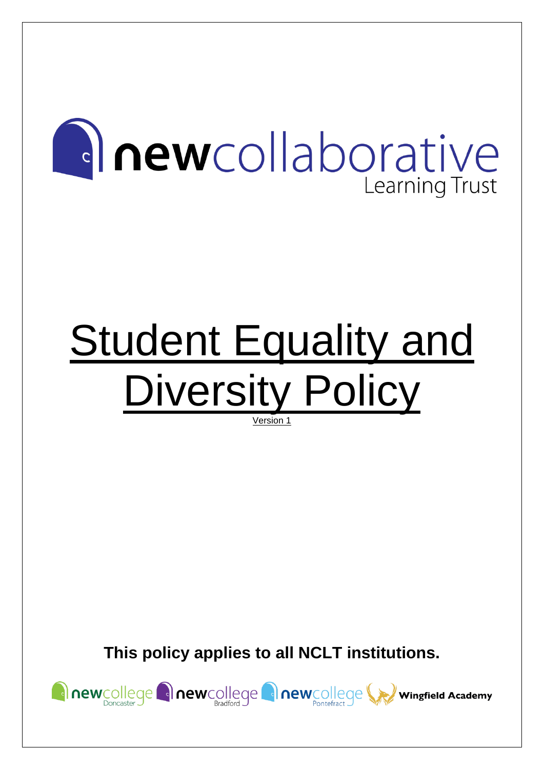newcollaborative Learning Trust

# Student Equality and Diversity Policy

Version 1

**This policy applies to all NCLT institutions.**

newcollege Doncaster newcollege Bradford newcollege Pontefract Wingfield Academy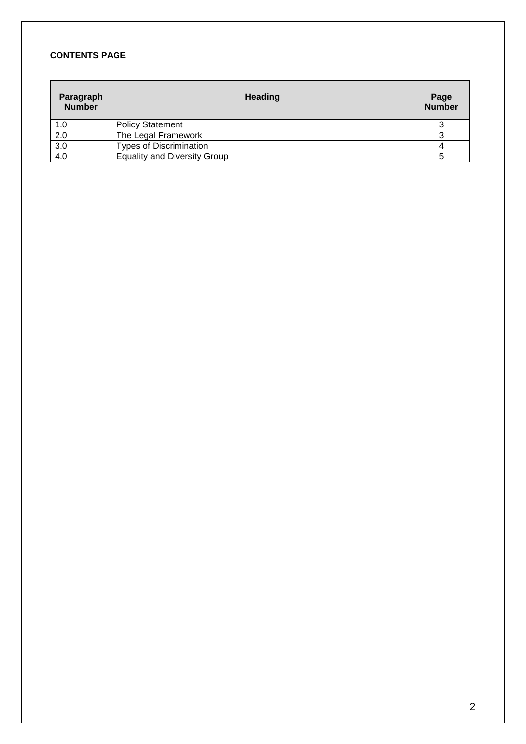**CONTENTS PAGE**

| Paragraph Number | Heading | Page Number |
|---|---|---|
| 1.0 | Policy Statement | 3 |
| 2.0 | The Legal Framework | 3 |
| 3.0 | Types of Discrimination | 4 |
| 4.0 | Equality and Diversity Group | 5 |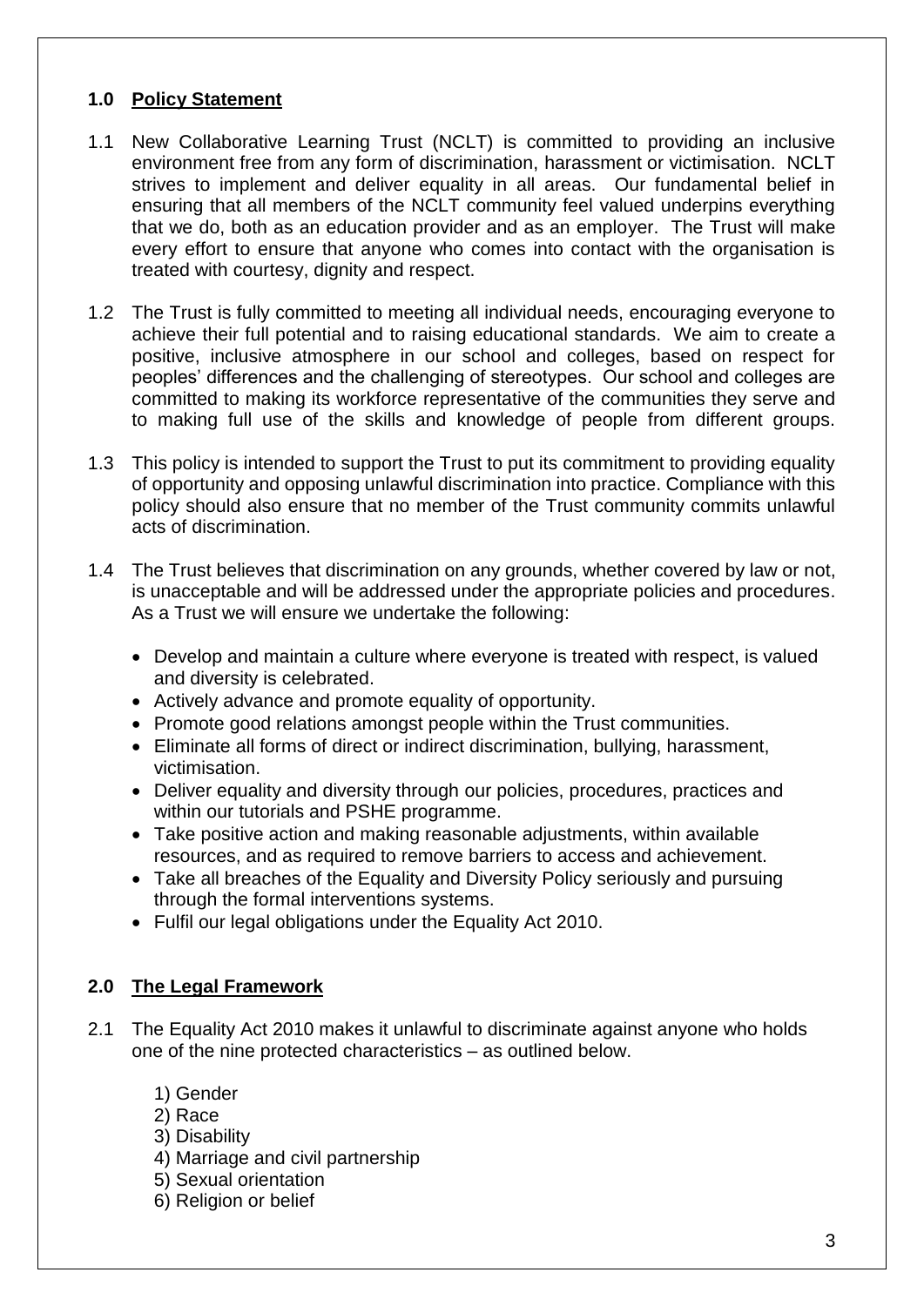## 1.0 Policy Statement

1.1 New Collaborative Learning Trust (NCLT) is committed to providing an inclusive environment free from any form of discrimination, harassment or victimisation. NCLT strives to implement and deliver equality in all areas. Our fundamental belief in ensuring that all members of the NCLT community feel valued underpins everything that we do, both as an education provider and as an employer. The Trust will make every effort to ensure that anyone who comes into contact with the organisation is treated with courtesy, dignity and respect.

1.2 The Trust is fully committed to meeting all individual needs, encouraging everyone to achieve their full potential and to raising educational standards. We aim to create a positive, inclusive atmosphere in our school and colleges, based on respect for peoples' differences and the challenging of stereotypes. Our school and colleges are committed to making its workforce representative of the communities they serve and to making full use of the skills and knowledge of people from different groups.

1.3 This policy is intended to support the Trust to put its commitment to providing equality of opportunity and opposing unlawful discrimination into practice. Compliance with this policy should also ensure that no member of the Trust community commits unlawful acts of discrimination.

1.4 The Trust believes that discrimination on any grounds, whether covered by law or not, is unacceptable and will be addressed under the appropriate policies and procedures. As a Trust we will ensure we undertake the following:

- Develop and maintain a culture where everyone is treated with respect, is valued and diversity is celebrated.
- Actively advance and promote equality of opportunity.
- Promote good relations amongst people within the Trust communities.
- Eliminate all forms of direct or indirect discrimination, bullying, harassment, victimisation.
- Deliver equality and diversity through our policies, procedures, practices and within our tutorials and PSHE programme.
- Take positive action and making reasonable adjustments, within available resources, and as required to remove barriers to access and achievement.
- Take all breaches of the Equality and Diversity Policy seriously and pursuing through the formal interventions systems.
- Fulfil our legal obligations under the Equality Act 2010.

## 2.0 The Legal Framework

2.1 The Equality Act 2010 makes it unlawful to discriminate against anyone who holds one of the nine protected characteristics – as outlined below.

1) Gender
2) Race
3) Disability
4) Marriage and civil partnership
5) Sexual orientation
6) Religion or belief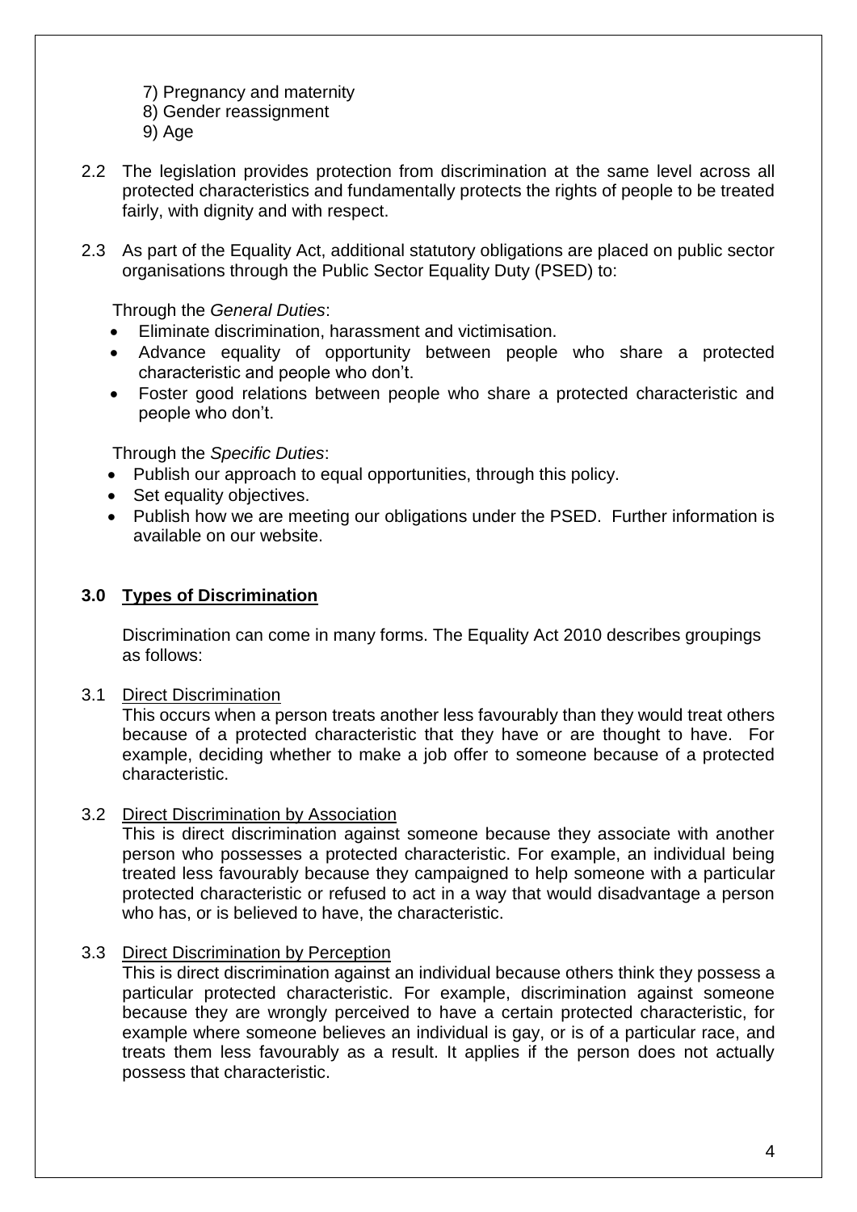7) Pregnancy and maternity
8) Gender reassignment
9) Age

2.2 The legislation provides protection from discrimination at the same level across all protected characteristics and fundamentally protects the rights of people to be treated fairly, with dignity and with respect.

2.3 As part of the Equality Act, additional statutory obligations are placed on public sector organisations through the Public Sector Equality Duty (PSED) to:

Through the *General Duties*:

- Eliminate discrimination, harassment and victimisation.
- Advance equality of opportunity between people who share a protected characteristic and people who don't.
- Foster good relations between people who share a protected characteristic and people who don't.

Through the *Specific Duties*:

- Publish our approach to equal opportunities, through this policy.
- Set equality objectives.
- Publish how we are meeting our obligations under the PSED. Further information is available on our website.

## 3.0 Types of Discrimination

Discrimination can come in many forms. The Equality Act 2010 describes groupings as follows:

3.1 Direct Discrimination

This occurs when a person treats another less favourably than they would treat others because of a protected characteristic that they have or are thought to have. For example, deciding whether to make a job offer to someone because of a protected characteristic.

3.2 Direct Discrimination by Association

This is direct discrimination against someone because they associate with another person who possesses a protected characteristic. For example, an individual being treated less favourably because they campaigned to help someone with a particular protected characteristic or refused to act in a way that would disadvantage a person who has, or is believed to have, the characteristic.

3.3 Direct Discrimination by Perception

This is direct discrimination against an individual because others think they possess a particular protected characteristic. For example, discrimination against someone because they are wrongly perceived to have a certain protected characteristic, for example where someone believes an individual is gay, or is of a particular race, and treats them less favourably as a result. It applies if the person does not actually possess that characteristic.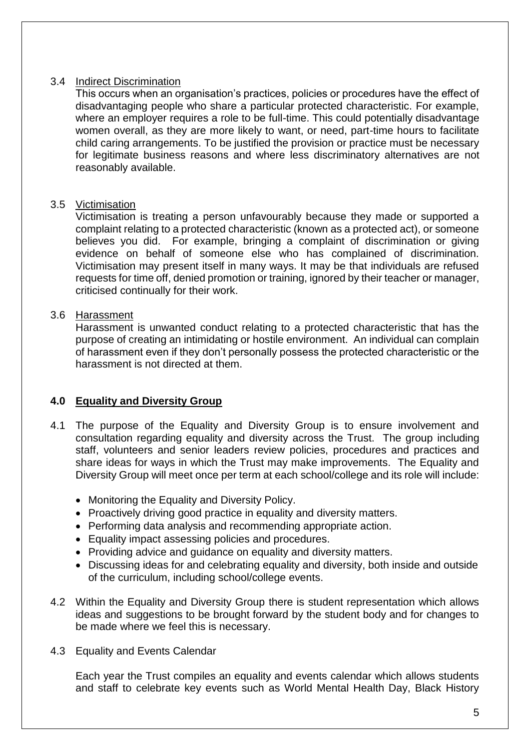### 3.4 Indirect Discrimination

This occurs when an organisation's practices, policies or procedures have the effect of disadvantaging people who share a particular protected characteristic. For example, where an employer requires a role to be full-time. This could potentially disadvantage women overall, as they are more likely to want, or need, part-time hours to facilitate child caring arrangements. To be justified the provision or practice must be necessary for legitimate business reasons and where less discriminatory alternatives are not reasonably available.

### 3.5 Victimisation

Victimisation is treating a person unfavourably because they made or supported a complaint relating to a protected characteristic (known as a protected act), or someone believes you did. For example, bringing a complaint of discrimination or giving evidence on behalf of someone else who has complained of discrimination. Victimisation may present itself in many ways. It may be that individuals are refused requests for time off, denied promotion or training, ignored by their teacher or manager, criticised continually for their work.

### 3.6 Harassment

Harassment is unwanted conduct relating to a protected characteristic that has the purpose of creating an intimidating or hostile environment. An individual can complain of harassment even if they don't personally possess the protected characteristic or the harassment is not directed at them.

## 4.0 Equality and Diversity Group

4.1 The purpose of the Equality and Diversity Group is to ensure involvement and consultation regarding equality and diversity across the Trust. The group including staff, volunteers and senior leaders review policies, procedures and practices and share ideas for ways in which the Trust may make improvements. The Equality and Diversity Group will meet once per term at each school/college and its role will include:

- Monitoring the Equality and Diversity Policy.
- Proactively driving good practice in equality and diversity matters.
- Performing data analysis and recommending appropriate action.
- Equality impact assessing policies and procedures.
- Providing advice and guidance on equality and diversity matters.
- Discussing ideas for and celebrating equality and diversity, both inside and outside of the curriculum, including school/college events.

4.2 Within the Equality and Diversity Group there is student representation which allows ideas and suggestions to be brought forward by the student body and for changes to be made where we feel this is necessary.

4.3 Equality and Events Calendar

Each year the Trust compiles an equality and events calendar which allows students and staff to celebrate key events such as World Mental Health Day, Black History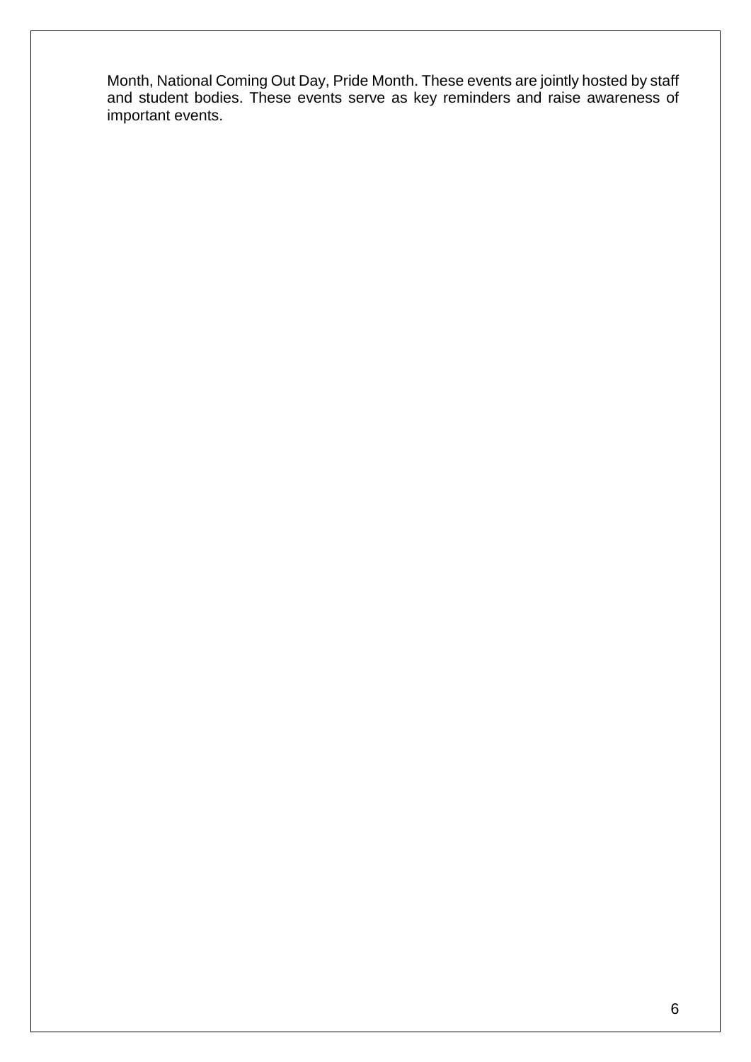Month, National Coming Out Day, Pride Month. These events are jointly hosted by staff and student bodies. These events serve as key reminders and raise awareness of important events.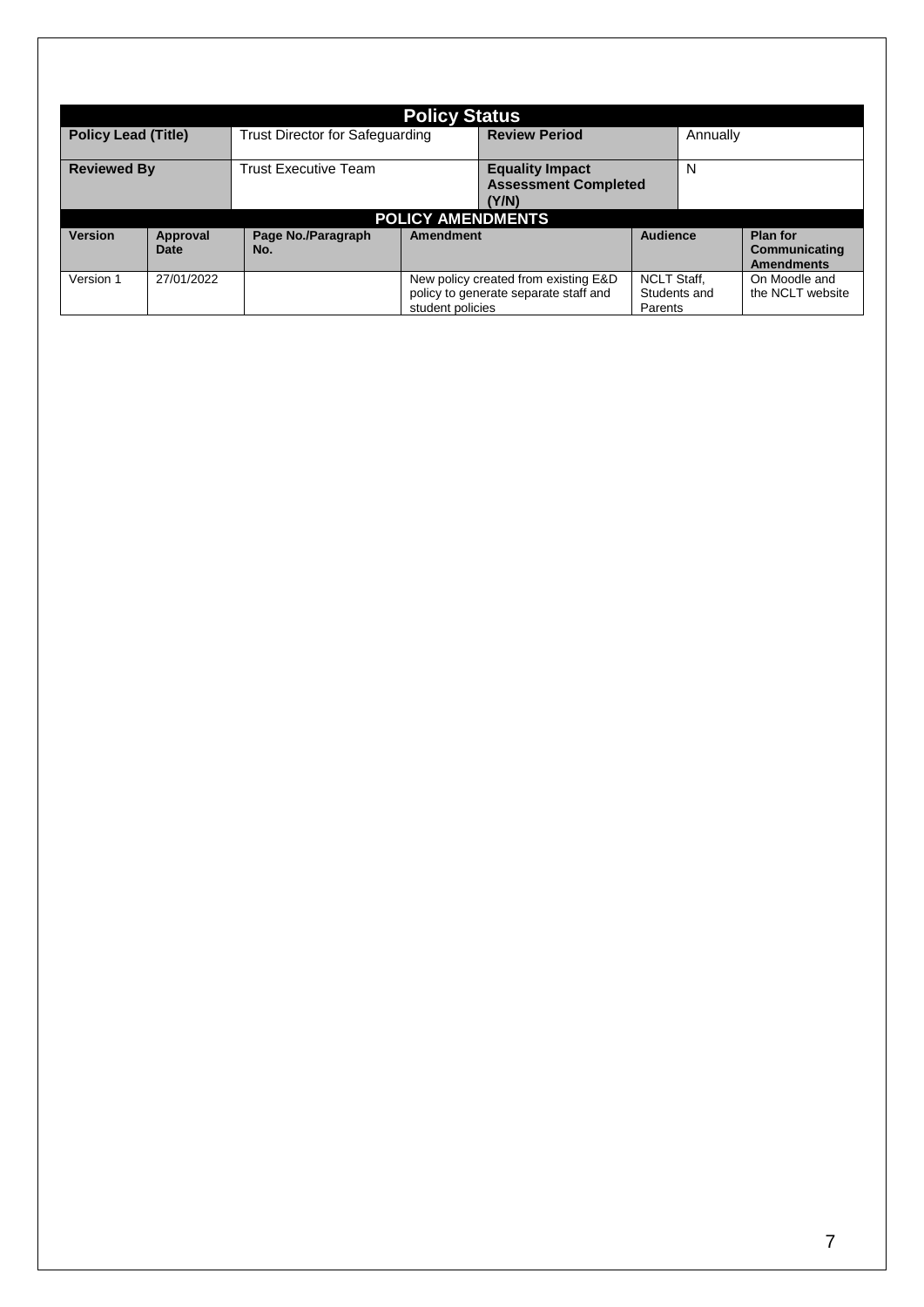## Policy Status

| | | | |
|---|---|---|---|
| **Policy Lead (Title)** | Trust Director for Safeguarding | **Review Period** | Annually |
| **Reviewed By** | Trust Executive Team | **Equality Impact Assessment Completed (Y/N)** | N |

## POLICY AMENDMENTS

| Version | Approval Date | Page No./Paragraph No. | Amendment | Audience | Plan for Communicating Amendments |
|---|---|---|---|---|---|
| Version 1 | 27/01/2022 | | New policy created from existing E&D policy to generate separate staff and student policies | NCLT Staff, Students and Parents | On Moodle and the NCLT website |